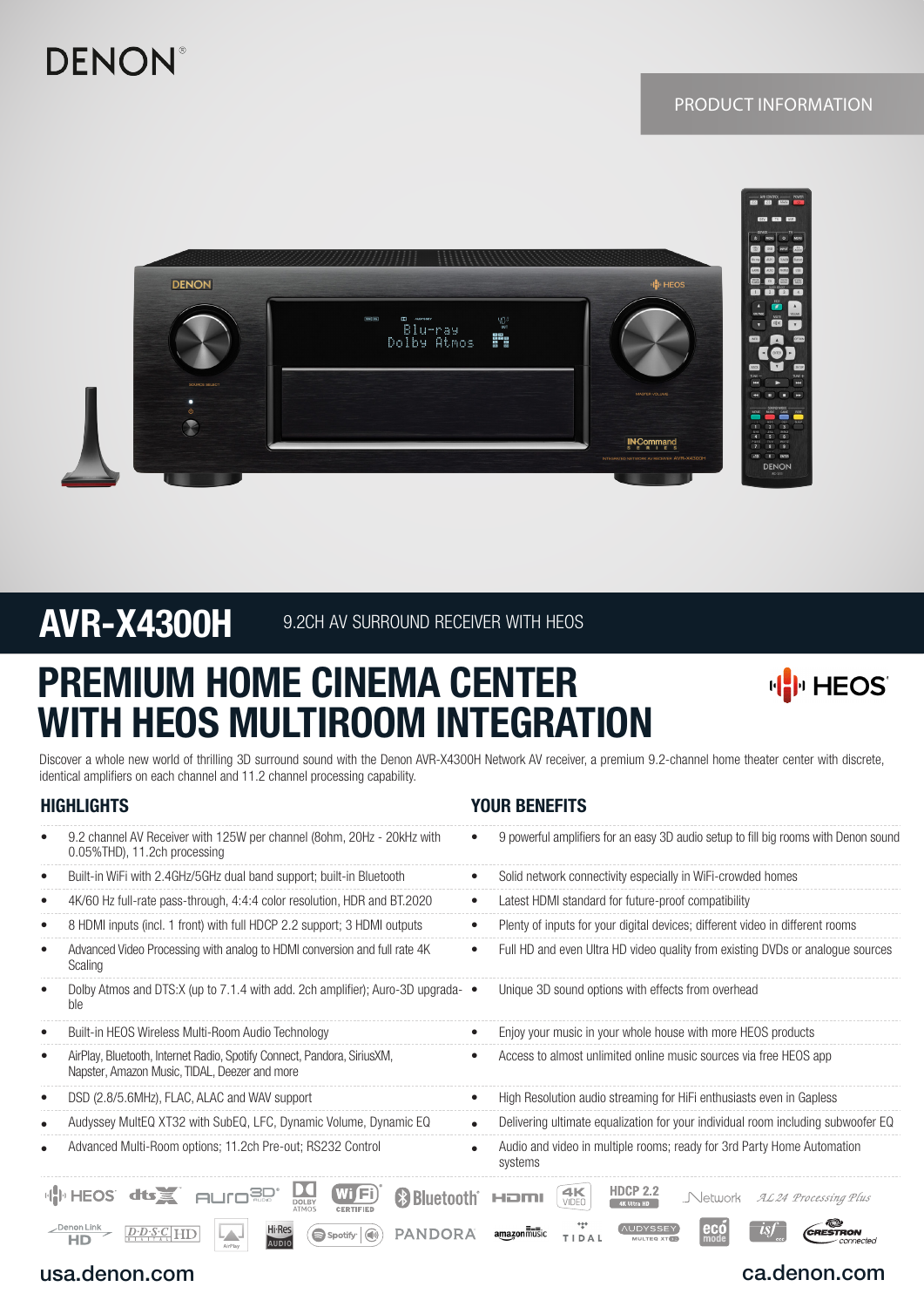DENON

PRODUCT INFORMATION

# AVR-X4300H

9.2CH AV SURROUND RECEIVER WITH HEOS

# PREMIUM HOME CINEMA CENTER WITH HEOS MULTIROOM INTEGRATION

Discover a whole new world of thrilling 3D surround sound with the Denon AVR-X4300H Network AV receiver, a premium 9.2-channel home theater center with discrete, identical amplifiers on each channel and 11.2 channel processing capability.

| HIGHLIGHTS | YOUR BENEFITS |
|---|---|
| 9.2 channel AV Receiver with 125W per channel (8ohm, 20Hz - 20kHz with 0.05%THD), 11.2ch processing | 9 powerful amplifiers for an easy 3D audio setup to fill big rooms with Denon sound |
| Built-in WiFi with 2.4GHz/5GHz dual band support; built-in Bluetooth | Solid network connectivity especially in WiFi-crowded homes |
| 4K/60 Hz full-rate pass-through, 4:4:4 color resolution, HDR and BT.2020 | Latest HDMI standard for future-proof compatibility |
| 8 HDMI inputs (incl. 1 front) with full HDCP 2.2 support; 3 HDMI outputs | Plenty of inputs for your digital devices; different video in different rooms |
| Advanced Video Processing with analog to HDMI conversion and full rate 4K Scaling | Full HD and even Ultra HD video quality from existing DVDs or analogue sources |
| Dolby Atmos and DTS:X (up to 7.1.4 with add. 2ch amplifier); Auro-3D upgradable | Unique 3D sound options with effects from overhead |
| Built-in HEOS Wireless Multi-Room Audio Technology | Enjoy your music in your whole house with more HEOS products |
| AirPlay, Bluetooth, Internet Radio, Spotify Connect, Pandora, SiriusXM, Napster, Amazon Music, TIDAL, Deezer and more | Access to almost unlimited online music sources via free HEOS app |
| DSD (2.8/5.6MHz), FLAC, ALAC and WAV support | High Resolution audio streaming for HiFi enthusiasts even in Gapless |
| Audyssey MultEQ XT32 with SubEQ, LFC, Dynamic Volume, Dynamic EQ | Delivering ultimate equalization for your individual room including subwoofer EQ |
| Advanced Multi-Room options; 11.2ch Pre-out; RS232 Control | Audio and video in multiple rooms; ready for 3rd Party Home Automation systems |

usa.denon.com

ca.denon.com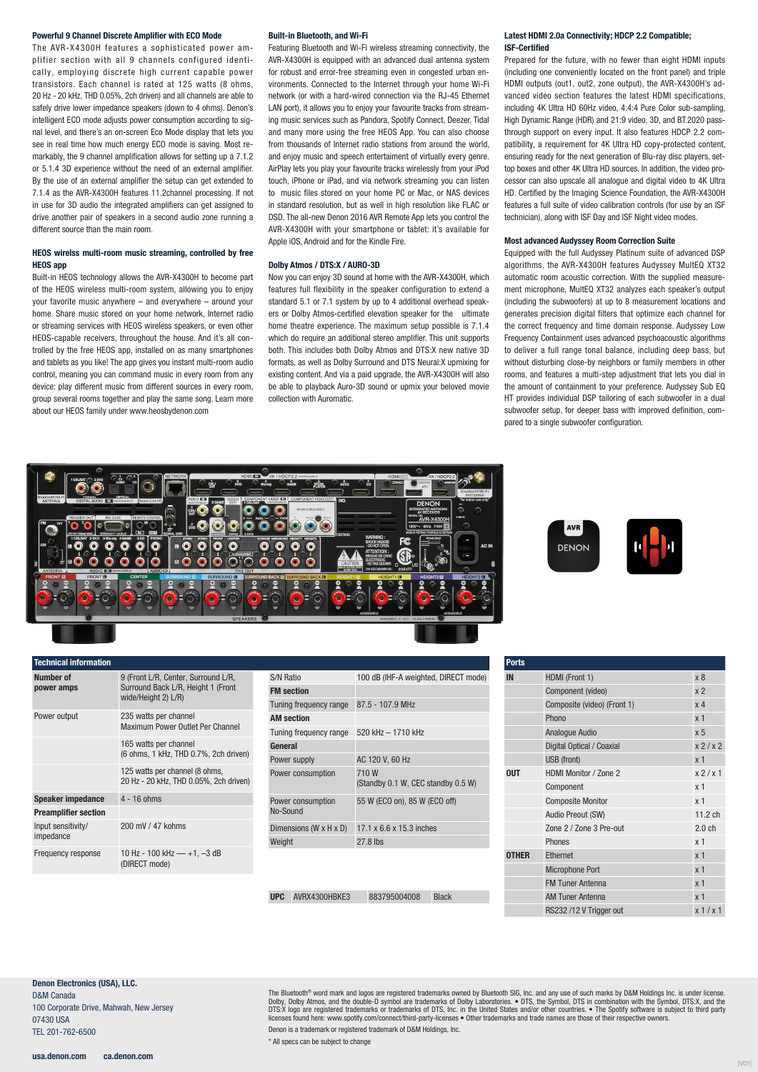### Powerful 9 Channel Discrete Amplifier with ECO Mode

The AVR-X4300H features a sophisticated power amplifier section with all 9 channels configured identically, employing discrete high current capable power transistors. Each channel is rated at 125 watts (8 ohms, 20 Hz - 20 kHz, THD 0.05%, 2ch driven) and all channels are able to safely drive lower impedance speakers (down to 4 ohms). Denon's intelligent ECO mode adjusts power consumption according to signal level, and there's an on-screen Eco Mode display that lets you see in real time how much energy ECO mode is saving. Most remarkably, the 9 channel amplification allows for setting up a 7.1.2 or 5.1.4 3D experience without the need of an external amplifier. By the use of an external amplifier the setup can get extended to 7.1.4 as the AVR-X4300H features 11.2channel processing. If not in use for 3D audio the integrated amplifiers can get assigned to drive another pair of speakers in a second audio zone running a different source than the main room.

### HEOS wirelss multi-room music streaming, controlled by free HEOS app

Built-in HEOS technology allows the AVR-X4300H to become part of the HEOS wireless multi-room system, allowing you to enjoy your favorite music anywhere – and everywhere – around your home. Share music stored on your home network, Internet radio or streaming services with HEOS wireless speakers, or even other HEOS-capable receivers, throughout the house. And it's all controlled by the free HEOS app, installed on as many smartphones and tablets as you like! The app gives you instant multi-room audio control, meaning you can command music in every room from any device: play different music from different sources in every room, group several rooms together and play the same song. Learn more about our HEOS family under www.heosbydenon.com

### Built-in Bluetooth, and Wi-Fi

Featuring Bluetooth and Wi-Fi wireless streaming connectivity, the AVR-X4300H is equipped with an advanced dual antenna system for robust and error-free streaming even in congested urban environments. Connected to the Internet through your home Wi-Fi network (or with a hard-wired connection via the RJ-45 Ethernet LAN port), it allows you to enjoy your favourite tracks from streaming music services such as Pandora, Spotify Connect, Deezer, Tidal and many more using the free HEOS App. You can also choose from thousands of Internet radio stations from around the world, and enjoy music and speech entertaiment of virtually every genre. AirPlay lets you play your favourite tracks wirelessly from your iPod touch, iPhone or iPad, and via network streaming you can listen to music files stored on your home PC or Mac, or NAS devices in standard resolution, but as well in high resolution like FLAC or DSD. The all-new Denon 2016 AVR Remote App lets you control the AVR-X4300H with your smartphone or tablet: it's available for Apple iOS, Android and for the Kindle Fire.

### Dolby Atmos / DTS:X / AURO-3D

Now you can enjoy 3D sound at home with the AVR-X4300H, which features full flexibility in the speaker configuration to extend a standard 5.1 or 7.1 system by up to 4 additional overhead speakers or Dolby Atmos-certified elevation speaker for the ultimate home theatre experience. The maximum setup possible is 7.1.4 which do require an additional stereo amplifier. This unit supports both. This includes both Dolby Atmos and DTS:X new native 3D formats, as well as Dolby Surround and DTS Neural:X upmixing for existing content. And via a paid upgrade, the AVR-X4300H will also be able to playback Auro-3D sound or upmix your beloved movie collection with Auromatic.

### Latest HDMI 2.0a Connectivity; HDCP 2.2 Compatible; ISF-Certified

Prepared for the future, with no fewer than eight HDMI inputs (including one conveniently located on the front panel) and triple HDMI outputs (out1, out2, zone output), the AVR-X4300H's advanced video section features the latest HDMI specifications, including 4K Ultra HD 60Hz video, 4:4:4 Pure Color sub-sampling, High Dynamic Range (HDR) and 21:9 video, 3D, and BT.2020 passthrough support on every input. It also features HDCP 2.2 compatibility, a requirement for 4K Ultra HD copy-protected content, ensuring ready for the next generation of Blu-ray disc players, settop boxes and other 4K Ultra HD sources. In addition, the video processor can also upscale all analogue and digital video to 4K Ultra HD. Certified by the Imaging Science Foundation, the AVR-X4300H features a full suite of video calibration controls (for use by an ISF technician), along with ISF Day and ISF Night video modes.

### Most advanced Audyssey Room Correction Suite

Equipped with the full Audyssey Platinum suite of advanced DSP algorithms, the AVR-X4300H features Audyssey MultEQ XT32 automatic room acoustic correction. With the supplied measurement microphone, MultEQ XT32 analyzes each speaker's output (including the subwoofers) at up to 8 measurement locations and generates precision digital filters that optimize each channel for the correct frequency and time domain response. Audyssey Low Frequency Containment uses advanced psychoacoustic algorithms to deliver a full range tonal balance, including deep bass, but without disturbing close-by neighbors or family members in other rooms, and features a multi-step adjustment that lets you dial in the amount of containment to your preference. Audyssey Sub EQ HT provides individual DSP tailoring of each subwoofer in a dual subwoofer setup, for deeper bass with improved definition, compared to a single subwoofer configuration.

### Technical information

| | |
|---|---|
| **Number of power amps** | 9 (Front L/R, Center, Surround L/R, Surround Back L/R, Height 1 (Front wide/Height 2) L/R) |
| Power output | 235 watts per channel Maximum Power Outlet Per Channel |
| | 165 watts per channel (6 ohms, 1 kHz, THD 0.7%, 2ch driven) |
| | 125 watts per channel (8 ohms, 20 Hz - 20 kHz, THD 0.05%, 2ch driven) |
| **Speaker impedance** | 4 - 16 ohms |
| **Preamplifier section** | |
| Input sensitivity/ impedance | 200 mV / 47 kohms |
| Frequency response | 10 Hz - 100 kHz — +1, –3 dB (DIRECT mode) |
| S/N Ratio | 100 dB (IHF-A weighted, DIRECT mode) |
| **FM section** | |
| Tuning frequency range | 87.5 - 107.9 MHz |
| **AM section** | |
| Tuning frequency range | 520 kHz – 1710 kHz |
| **General** | |
| Power supply | AC 120 V, 60 Hz |
| Power consumption | 710 W (Standby 0.1 W, CEC standby 0.5 W) |
| Power consumption No-Sound | 55 W (ECO on), 85 W (ECO off) |
| Dimensions (W x H x D) | 17.1 x 6.6 x 15.3 inches |
| Weight | 27.8 lbs |

| | | | |
|---|---|---|---|
| **UPC** | AVRX4300HBKE3 | 883795004008 | Black |

### Ports

| | | |
|---|---|---|
| **IN** | HDMI (Front 1) | x 8 |
| | Component (video) | x 2 |
| | Composite (video) (Front 1) | x 4 |
| | Phono | x 1 |
| | Analogue Audio | x 5 |
| | Digital Optical / Coaxial | x 2 / x 2 |
| | USB (front) | x 1 |
| **OUT** | HDMI Monitor / Zone 2 | x 2 / x 1 |
| | Component | x 1 |
| | Composite Monitor | x 1 |
| | Audio Preout (SW) | 11.2 ch |
| | Zone 2 / Zone 3 Pre-out | 2.0 ch |
| | Phones | x 1 |
| **OTHER** | Ethernet | x 1 |
| | Microphone Port | x 1 |
| | FM Tuner Antenna | x 1 |
| | AM Tuner Antenna | x 1 |
| | RS232 /12 V Trigger out | x 1 / x 1 |

**Denon Electronics (USA), LLC.**
D&M Canada
100 Corporate Drive, Mahwah, New Jersey
07430 USA
TEL 201-762-6500

**usa.denon.com** **ca.denon.com**

The Bluetooth® word mark and logos are registered trademarks owned by Bluetooth SIG, Inc. and any use of such marks by D&M Holdings Inc. is under license. Dolby, Dolby Atmos, and the double-D symbol are trademarks of Dolby Laboratories. • DTS, the Symbol, DTS in combination with the Symbol, DTS:X, and the DTS:X logo are registered trademarks or trademarks of DTS, Inc. in the United States and/or other countries. • The Spotify software is subject to third party licenses found here: www.spotify.com/connect/third-party-licenses • Other trademarks and trade names are those of their respective owners.

Denon is a trademark or registered trademark of D&M Holdings, Inc.

\* All specs can be subject to change

[V01]